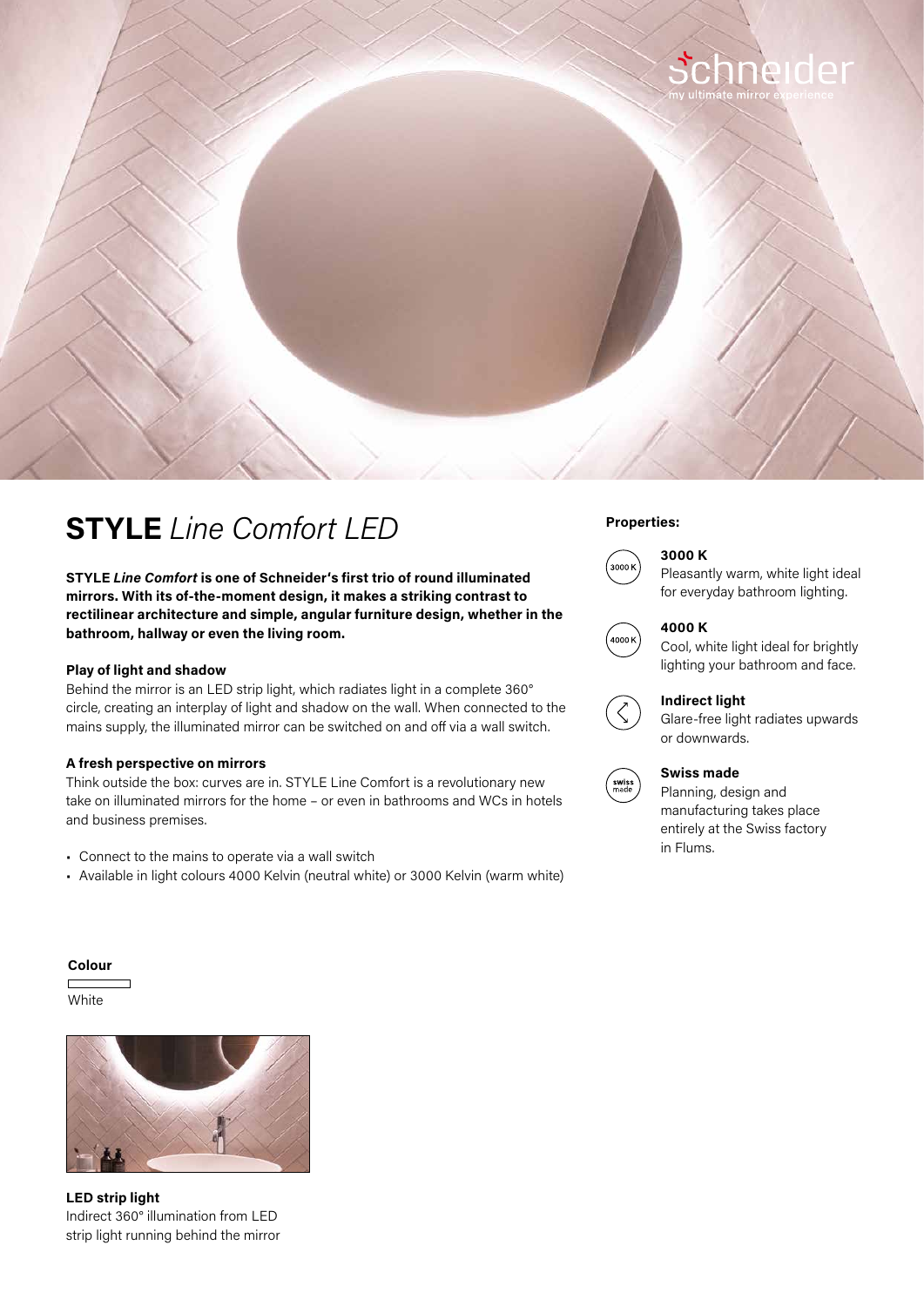# **STYLE** *Line Comfort LED*

**STYLE *Line Comfort* is one of Schneider's first trio of round illuminated mirrors. With its of-the-moment design, it makes a striking contrast to rectilinear architecture and simple, angular furniture design, whether in the bathroom, hallway or even the living room.**

#### Play of light and shadow

Behind the mirror is an LED strip light, which radiates light in a complete 360° circle, creating an interplay of light and shadow on the wall. When connected to the mains supply, the illuminated mirror can be switched on and off via a wall switch.

#### A fresh perspective on mirrors

Think outside the box: curves are in. STYLE Line Comfort is a revolutionary new take on illuminated mirrors for the home – or even in bathrooms and WCs in hotels and business premises.

- Connect to the mains to operate via a wall switch
- Available in light colours 4000 Kelvin (neutral white) or 3000 Kelvin (warm white)

#### Properties:

**3000 K**
Pleasantly warm, white light ideal for everyday bathroom lighting.

**4000 K**
Cool, white light ideal for brightly lighting your bathroom and face.

**Indirect light**
Glare-free light radiates upwards or downwards.

**Swiss made**
Planning, design and manufacturing takes place entirely at the Swiss factory in Flums.

**Colour**

White

**LED strip light**
Indirect 360° illumination from LED strip light running behind the mirror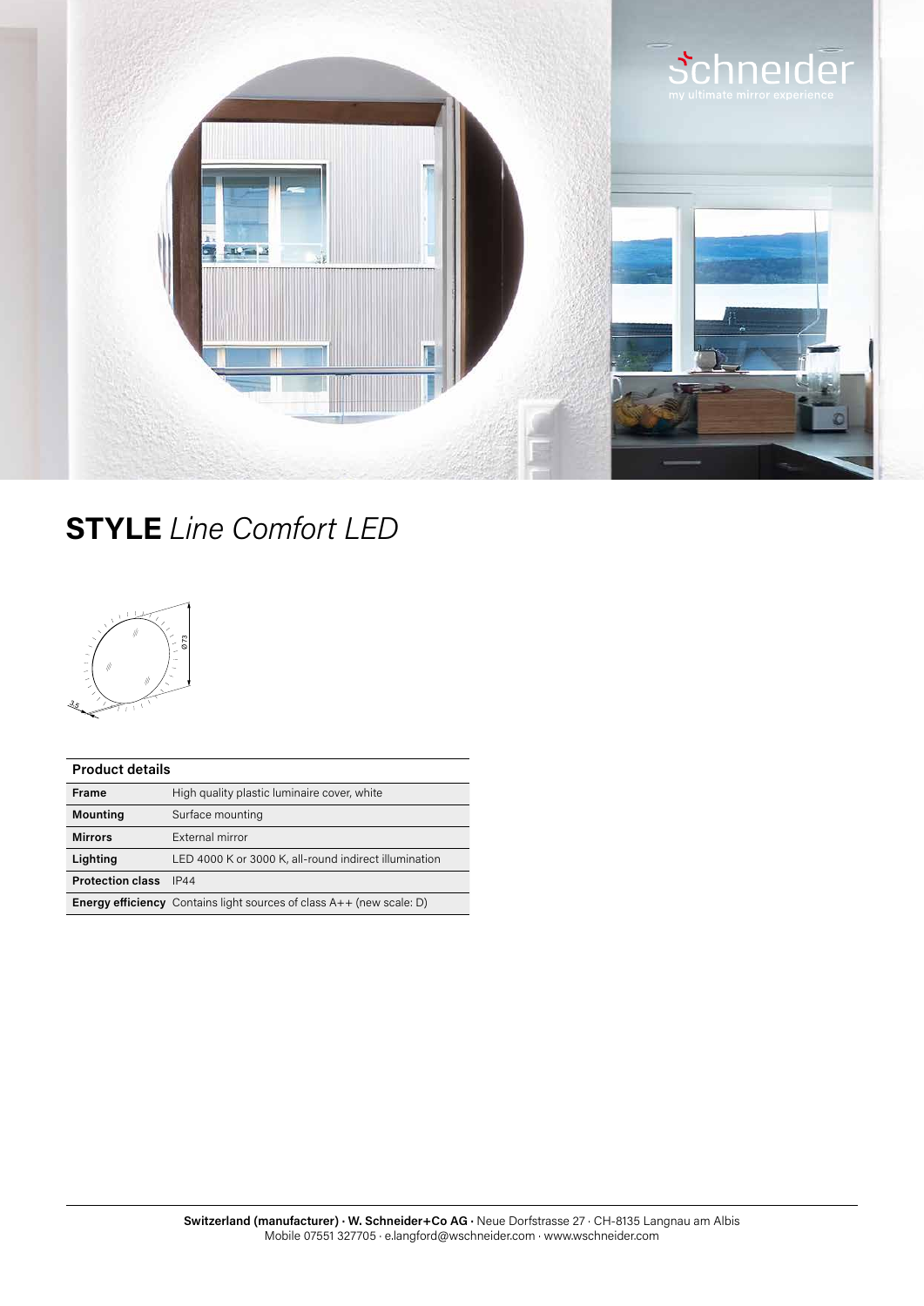# **STYLE** *Line Comfort LED*

| **Product details** | |
|---|---|
| **Frame** | High quality plastic luminaire cover, white |
| **Mounting** | Surface mounting |
| **Mirrors** | External mirror |
| **Lighting** | LED 4000 K or 3000 K, all-round indirect illumination |
| **Protection class** | IP44 |
| **Energy efficiency** | Contains light sources of class A++ (new scale: D) |

**Switzerland (manufacturer) · W. Schneider+Co AG ·** Neue Dorfstrasse 27 · CH-8135 Langnau am Albis
Mobile 07551 327705 · e.langford@wschneider.com · www.wschneider.com